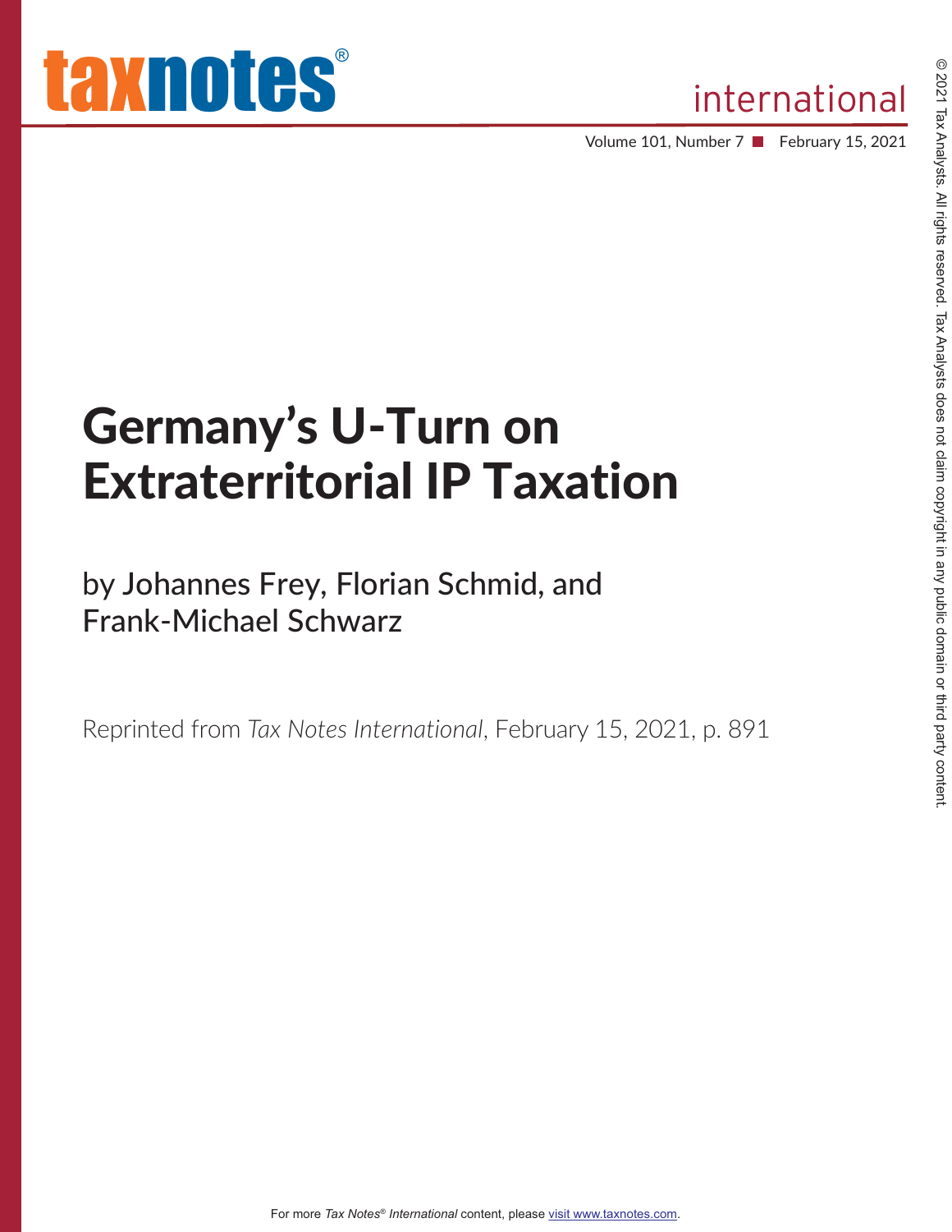# Germany's U-Turn on Extraterritorial IP Taxation

by Johannes Frey, Florian Schmid, and Frank-Michael Schwarz

Reprinted from *Tax Notes International*, February 15, 2021, p. 891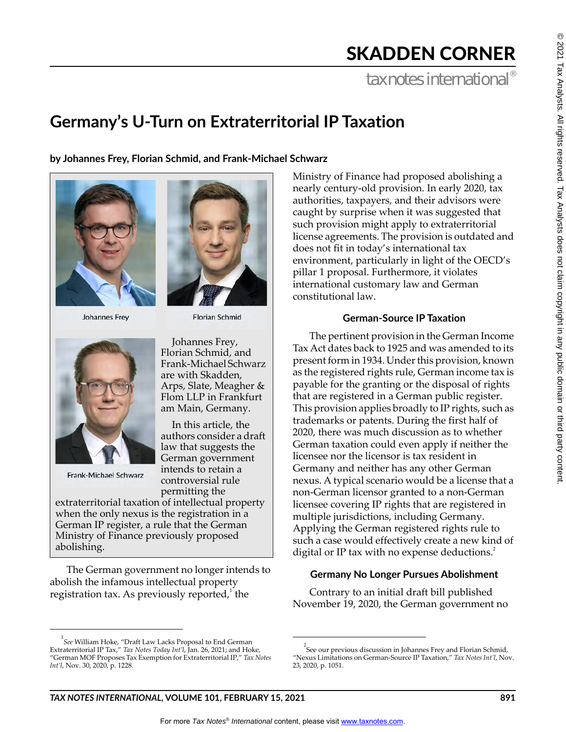# SKADDEN CORNER

# Germany's U-Turn on Extraterritorial IP Taxation

**by Johannes Frey, Florian Schmid, and Frank-Michael Schwarz**

Johannes Frey

Florian Schmid

Frank-Michael Schwarz

Johannes Frey, Florian Schmid, and Frank-Michael Schwarz are with Skadden, Arps, Slate, Meagher & Flom LLP in Frankfurt am Main, Germany.

In this article, the authors consider a draft law that suggests the German government intends to retain a controversial rule permitting the extraterritorial taxation of intellectual property when the only nexus is the registration in a German IP register, a rule that the German Ministry of Finance previously proposed abolishing.

The German government no longer intends to abolish the infamous intellectual property registration tax. As previously reported,[1] the Ministry of Finance had proposed abolishing a nearly century-old provision. In early 2020, tax authorities, taxpayers, and their advisors were caught by surprise when it was suggested that such provision might apply to extraterritorial license agreements. The provision is outdated and does not fit in today's international tax environment, particularly in light of the OECD's pillar 1 proposal. Furthermore, it violates international customary law and German constitutional law.

## German-Source IP Taxation

The pertinent provision in the German Income Tax Act dates back to 1925 and was amended to its present form in 1934. Under this provision, known as the registered rights rule, German income tax is payable for the granting or the disposal of rights that are registered in a German public register. This provision applies broadly to IP rights, such as trademarks or patents. During the first half of 2020, there was much discussion as to whether German taxation could even apply if neither the licensee nor the licensor is tax resident in Germany and neither has any other German nexus. A typical scenario would be a license that a non-German licensor granted to a non-German licensee covering IP rights that are registered in multiple jurisdictions, including Germany. Applying the German registered rights rule to such a case would effectively create a new kind of digital or IP tax with no expense deductions.[2]

## Germany No Longer Pursues Abolishment

Contrary to an initial draft bill published November 19, 2020, the German government no

---

[1] *See* William Hoke, "Draft Law Lacks Proposal to End German Extraterritorial IP Tax," *Tax Notes Today Int'l*, Jan. 26, 2021; and Hoke, "German MOF Proposes Tax Exemption for Extraterritorial IP," *Tax Notes Int'l*, Nov. 30, 2020, p. 1228.

[2] See our previous discussion in Johannes Frey and Florian Schmid, "Nexus Limitations on German-Source IP Taxation," *Tax Notes Int'l*, Nov. 23, 2020, p. 1051.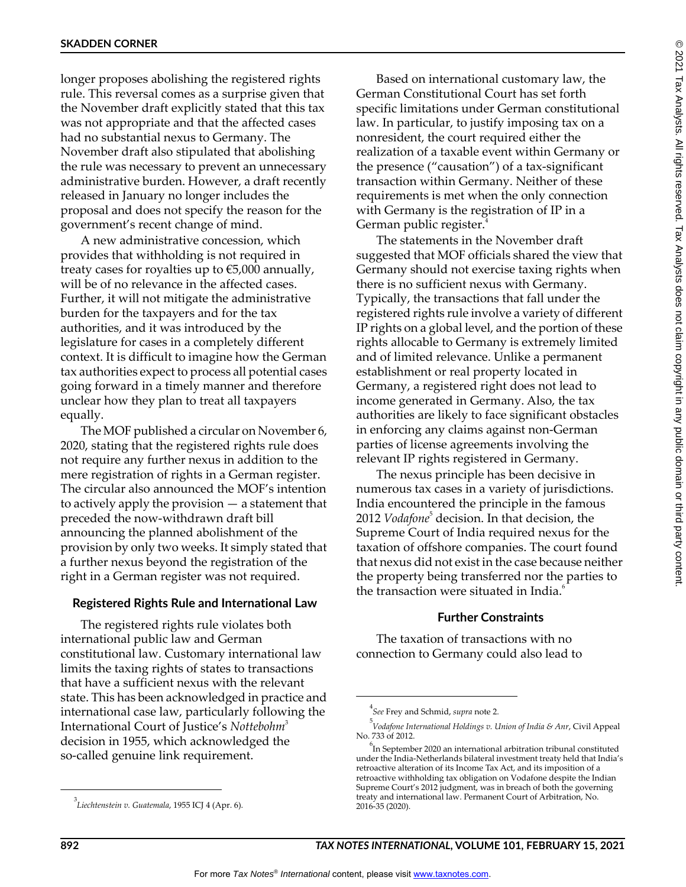longer proposes abolishing the registered rights rule. This reversal comes as a surprise given that the November draft explicitly stated that this tax was not appropriate and that the affected cases had no substantial nexus to Germany. The November draft also stipulated that abolishing the rule was necessary to prevent an unnecessary administrative burden. However, a draft recently released in January no longer includes the proposal and does not specify the reason for the government's recent change of mind.

A new administrative concession, which provides that withholding is not required in treaty cases for royalties up to €5,000 annually, will be of no relevance in the affected cases. Further, it will not mitigate the administrative burden for the taxpayers and for the tax authorities, and it was introduced by the legislature for cases in a completely different context. It is difficult to imagine how the German tax authorities expect to process all potential cases going forward in a timely manner and therefore unclear how they plan to treat all taxpayers equally.

The MOF published a circular on November 6, 2020, stating that the registered rights rule does not require any further nexus in addition to the mere registration of rights in a German register. The circular also announced the MOF's intention to actively apply the provision — a statement that preceded the now-withdrawn draft bill announcing the planned abolishment of the provision by only two weeks. It simply stated that a further nexus beyond the registration of the right in a German register was not required.

## Registered Rights Rule and International Law

The registered rights rule violates both international public law and German constitutional law. Customary international law limits the taxing rights of states to transactions that have a sufficient nexus with the relevant state. This has been acknowledged in practice and international case law, particularly following the International Court of Justice's *Nottebohm*[3] decision in 1955, which acknowledged the so-called genuine link requirement.

Based on international customary law, the German Constitutional Court has set forth specific limitations under German constitutional law. In particular, to justify imposing tax on a nonresident, the court required either the realization of a taxable event within Germany or the presence ("causation") of a tax-significant transaction within Germany. Neither of these requirements is met when the only connection with Germany is the registration of IP in a German public register.[4]

The statements in the November draft suggested that MOF officials shared the view that Germany should not exercise taxing rights when there is no sufficient nexus with Germany. Typically, the transactions that fall under the registered rights rule involve a variety of different IP rights on a global level, and the portion of these rights allocable to Germany is extremely limited and of limited relevance. Unlike a permanent establishment or real property located in Germany, a registered right does not lead to income generated in Germany. Also, the tax authorities are likely to face significant obstacles in enforcing any claims against non-German parties of license agreements involving the relevant IP rights registered in Germany.

The nexus principle has been decisive in numerous tax cases in a variety of jurisdictions. India encountered the principle in the famous 2012 *Vodafone*[5] decision. In that decision, the Supreme Court of India required nexus for the taxation of offshore companies. The court found that nexus did not exist in the case because neither the property being transferred nor the parties to the transaction were situated in India.[6]

## Further Constraints

The taxation of transactions with no connection to Germany could also lead to

---

[3] *Liechtenstein v. Guatemala*, 1955 ICJ 4 (Apr. 6).

[4] *See* Frey and Schmid, *supra* note 2.

[5] *Vodafone International Holdings v. Union of India & Anr*, Civil Appeal No. 733 of 2012.

[6] In September 2020 an international arbitration tribunal constituted under the India-Netherlands bilateral investment treaty held that India's retroactive alteration of its Income Tax Act, and its imposition of a retroactive withholding tax obligation on Vodafone despite the Indian Supreme Court's 2012 judgment, was in breach of both the governing treaty and international law. Permanent Court of Arbitration, No. 2016-35 (2020).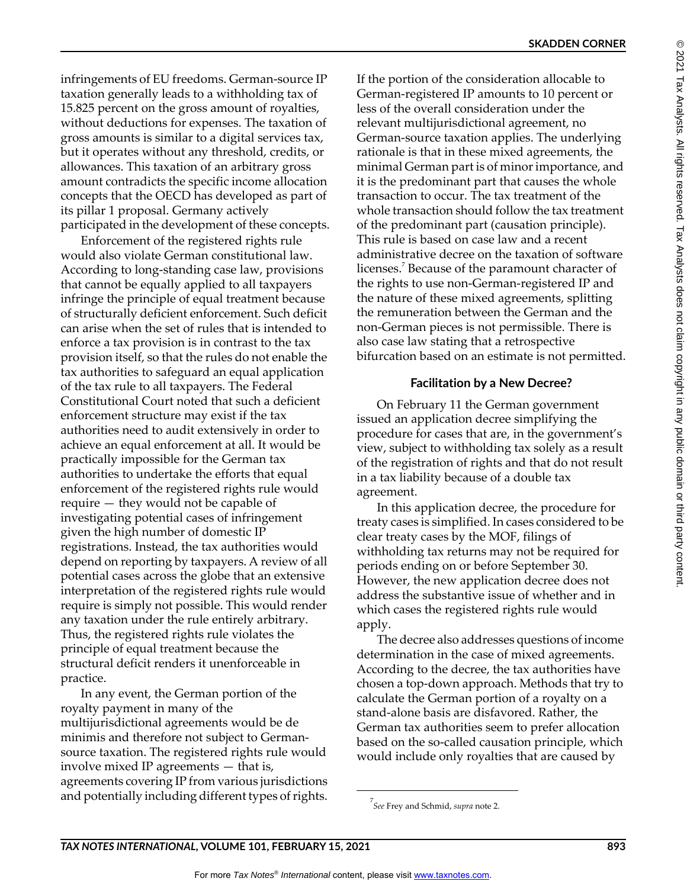infringements of EU freedoms. German-source IP taxation generally leads to a withholding tax of 15.825 percent on the gross amount of royalties, without deductions for expenses. The taxation of gross amounts is similar to a digital services tax, but it operates without any threshold, credits, or allowances. This taxation of an arbitrary gross amount contradicts the specific income allocation concepts that the OECD has developed as part of its pillar 1 proposal. Germany actively participated in the development of these concepts.

Enforcement of the registered rights rule would also violate German constitutional law. According to long-standing case law, provisions that cannot be equally applied to all taxpayers infringe the principle of equal treatment because of structurally deficient enforcement. Such deficit can arise when the set of rules that is intended to enforce a tax provision is in contrast to the tax provision itself, so that the rules do not enable the tax authorities to safeguard an equal application of the tax rule to all taxpayers. The Federal Constitutional Court noted that such a deficient enforcement structure may exist if the tax authorities need to audit extensively in order to achieve an equal enforcement at all. It would be practically impossible for the German tax authorities to undertake the efforts that equal enforcement of the registered rights rule would require — they would not be capable of investigating potential cases of infringement given the high number of domestic IP registrations. Instead, the tax authorities would depend on reporting by taxpayers. A review of all potential cases across the globe that an extensive interpretation of the registered rights rule would require is simply not possible. This would render any taxation under the rule entirely arbitrary. Thus, the registered rights rule violates the principle of equal treatment because the structural deficit renders it unenforceable in practice.

In any event, the German portion of the royalty payment in many of the multijurisdictional agreements would be de minimis and therefore not subject to German-source taxation. The registered rights rule would involve mixed IP agreements — that is, agreements covering IP from various jurisdictions and potentially including different types of rights. If the portion of the consideration allocable to German-registered IP amounts to 10 percent or less of the overall consideration under the relevant multijurisdictional agreement, no German-source taxation applies. The underlying rationale is that in these mixed agreements, the minimal German part is of minor importance, and it is the predominant part that causes the whole transaction to occur. The tax treatment of the whole transaction should follow the tax treatment of the predominant part (causation principle). This rule is based on case law and a recent administrative decree on the taxation of software licenses.[7] Because of the paramount character of the rights to use non-German-registered IP and the nature of these mixed agreements, splitting the remuneration between the German and the non-German pieces is not permissible. There is also case law stating that a retrospective bifurcation based on an estimate is not permitted.

### Facilitation by a New Decree?

On February 11 the German government issued an application decree simplifying the procedure for cases that are, in the government's view, subject to withholding tax solely as a result of the registration of rights and that do not result in a tax liability because of a double tax agreement.

In this application decree, the procedure for treaty cases is simplified. In cases considered to be clear treaty cases by the MOF, filings of withholding tax returns may not be required for periods ending on or before September 30. However, the new application decree does not address the substantive issue of whether and in which cases the registered rights rule would apply.

The decree also addresses questions of income determination in the case of mixed agreements. According to the decree, the tax authorities have chosen a top-down approach. Methods that try to calculate the German portion of a royalty on a stand-alone basis are disfavored. Rather, the German tax authorities seem to prefer allocation based on the so-called causation principle, which would include only royalties that are caused by

[7] *See* Frey and Schmid, *supra* note 2.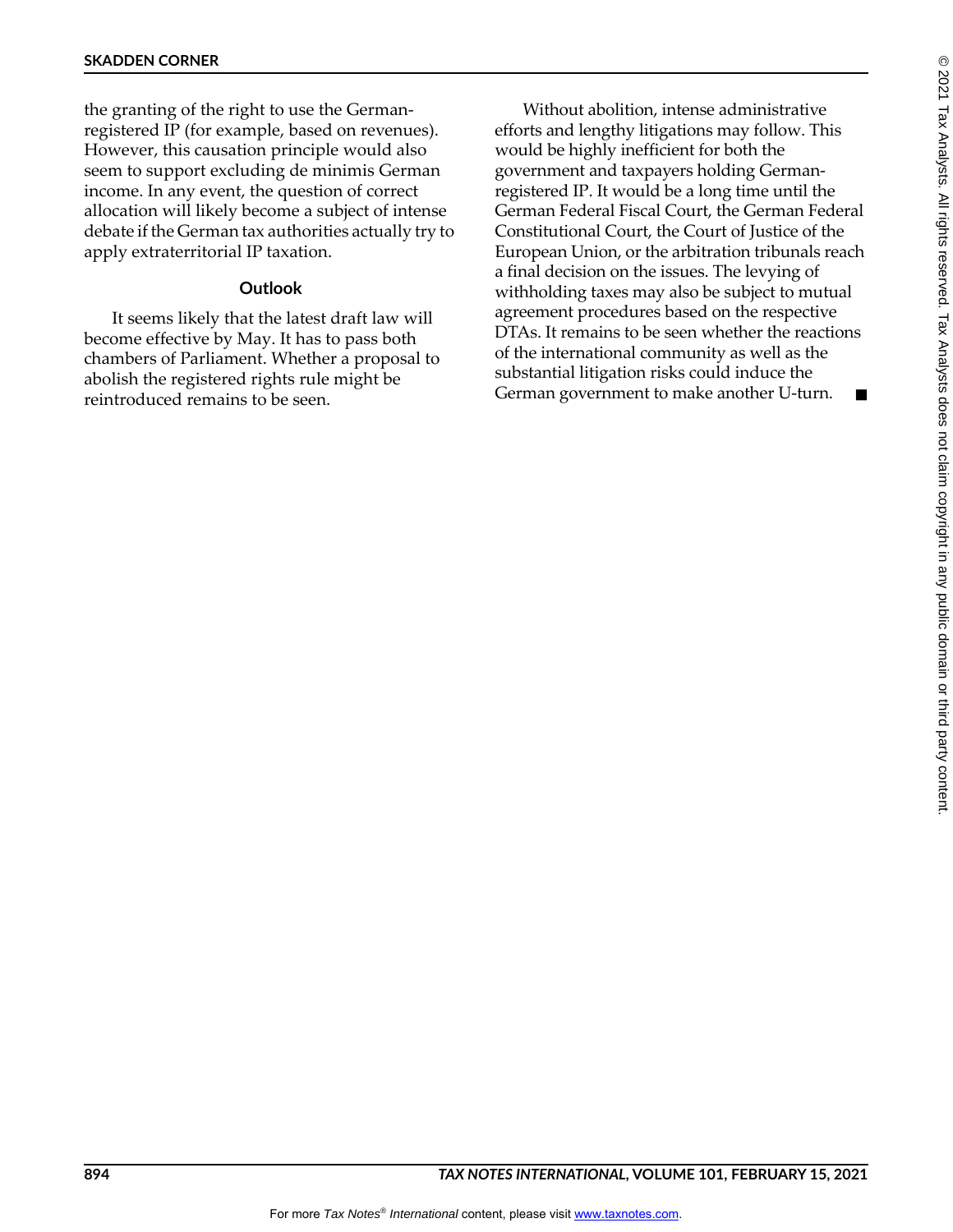the granting of the right to use the German-registered IP (for example, based on revenues). However, this causation principle would also seem to support excluding de minimis German income. In any event, the question of correct allocation will likely become a subject of intense debate if the German tax authorities actually try to apply extraterritorial IP taxation.

## Outlook

It seems likely that the latest draft law will become effective by May. It has to pass both chambers of Parliament. Whether a proposal to abolish the registered rights rule might be reintroduced remains to be seen.

Without abolition, intense administrative efforts and lengthy litigations may follow. This would be highly inefficient for both the government and taxpayers holding German-registered IP. It would be a long time until the German Federal Fiscal Court, the German Federal Constitutional Court, the Court of Justice of the European Union, or the arbitration tribunals reach a final decision on the issues. The levying of withholding taxes may also be subject to mutual agreement procedures based on the respective DTAs. It remains to be seen whether the reactions of the international community as well as the substantial litigation risks could induce the German government to make another U-turn. ■